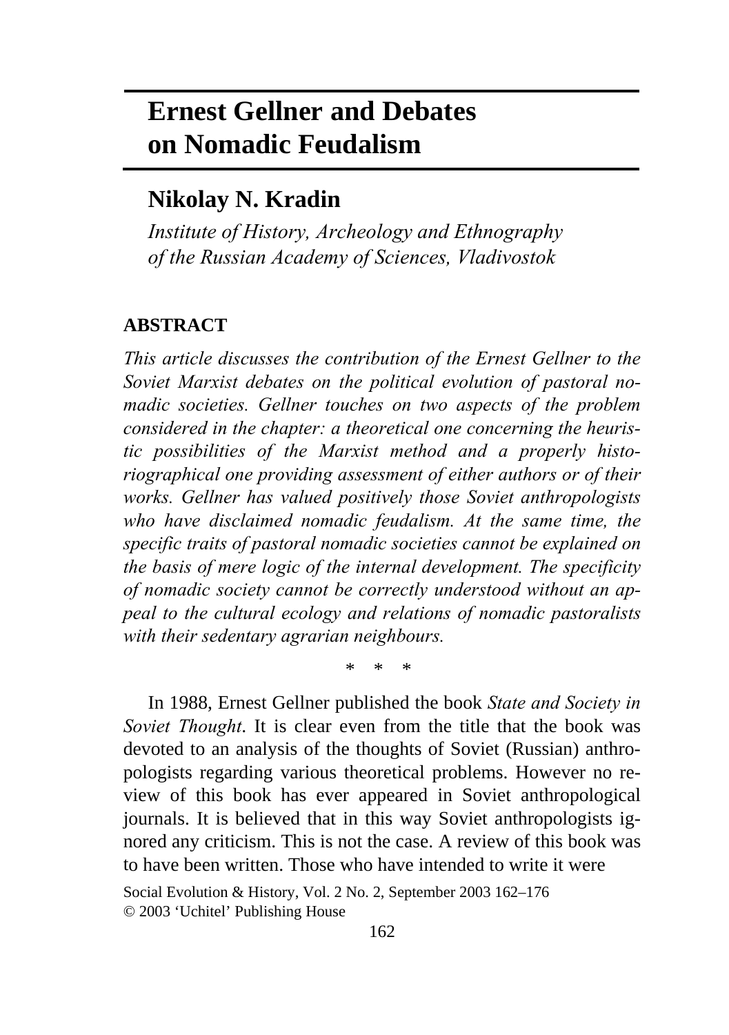# Ernest Gellner and Debates on Nomadic Feudalism

## Nikolay N. Kradin

*Institute of History, Archeology and Ethnography of the Russian Academy of Sciences, Vladivostok*

### ABSTRACT

*This article discusses the contribution of the Ernest Gellner to the Soviet Marxist debates on the political evolution of pastoral nomadic societies. Gellner touches on two aspects of the problem considered in the chapter: a theoretical one concerning the heuristic possibilities of the Marxist method and a properly historiographical one providing assessment of either authors or of their works. Gellner has valued positively those Soviet anthropologists who have disclaimed nomadic feudalism. At the same time, the specific traits of pastoral nomadic societies cannot be explained on the basis of mere logic of the internal development. The specificity of nomadic society cannot be correctly understood without an appeal to the cultural ecology and relations of nomadic pastoralists with their sedentary agrarian neighbours.*

\* \* \*

In 1988, Ernest Gellner published the book *State and Society in Soviet Thought*. It is clear even from the title that the book was devoted to an analysis of the thoughts of Soviet (Russian) anthropologists regarding various theoretical problems. However no review of this book has ever appeared in Soviet anthropological journals. It is believed that in this way Soviet anthropologists ignored any criticism. This is not the case. A review of this book was to have been written. Those who have intended to write it were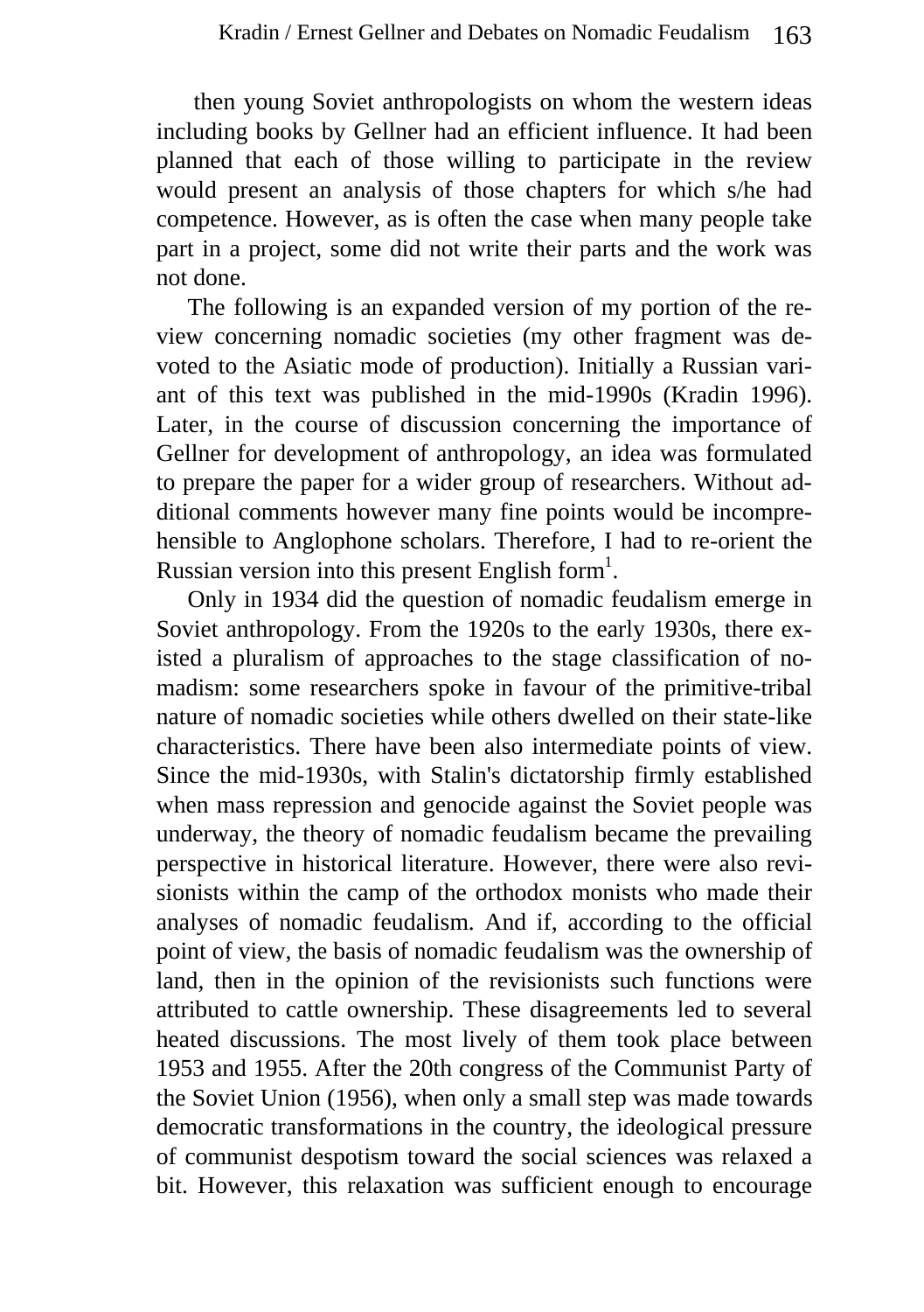then young Soviet anthropologists on whom the western ideas including books by Gellner had an efficient influence. It had been planned that each of those willing to participate in the review would present an analysis of those chapters for which s/he had competence. However, as is often the case when many people take part in a project, some did not write their parts and the work was not done.

The following is an expanded version of my portion of the review concerning nomadic societies (my other fragment was devoted to the Asiatic mode of production). Initially a Russian variant of this text was published in the mid-1990s (Kradin 1996). Later, in the course of discussion concerning the importance of Gellner for development of anthropology, an idea was formulated to prepare the paper for a wider group of researchers. Without additional comments however many fine points would be incomprehensible to Anglophone scholars. Therefore, I had to re-orient the Russian version into this present English form[1].

Only in 1934 did the question of nomadic feudalism emerge in Soviet anthropology. From the 1920s to the early 1930s, there existed a pluralism of approaches to the stage classification of nomadism: some researchers spoke in favour of the primitive-tribal nature of nomadic societies while others dwelled on their state-like characteristics. There have been also intermediate points of view. Since the mid-1930s, with Stalin's dictatorship firmly established when mass repression and genocide against the Soviet people was underway, the theory of nomadic feudalism became the prevailing perspective in historical literature. However, there were also revisionists within the camp of the orthodox monists who made their analyses of nomadic feudalism. And if, according to the official point of view, the basis of nomadic feudalism was the ownership of land, then in the opinion of the revisionists such functions were attributed to cattle ownership. These disagreements led to several heated discussions. The most lively of them took place between 1953 and 1955. After the 20th congress of the Communist Party of the Soviet Union (1956), when only a small step was made towards democratic transformations in the country, the ideological pressure of communist despotism toward the social sciences was relaxed a bit. However, this relaxation was sufficient enough to encourage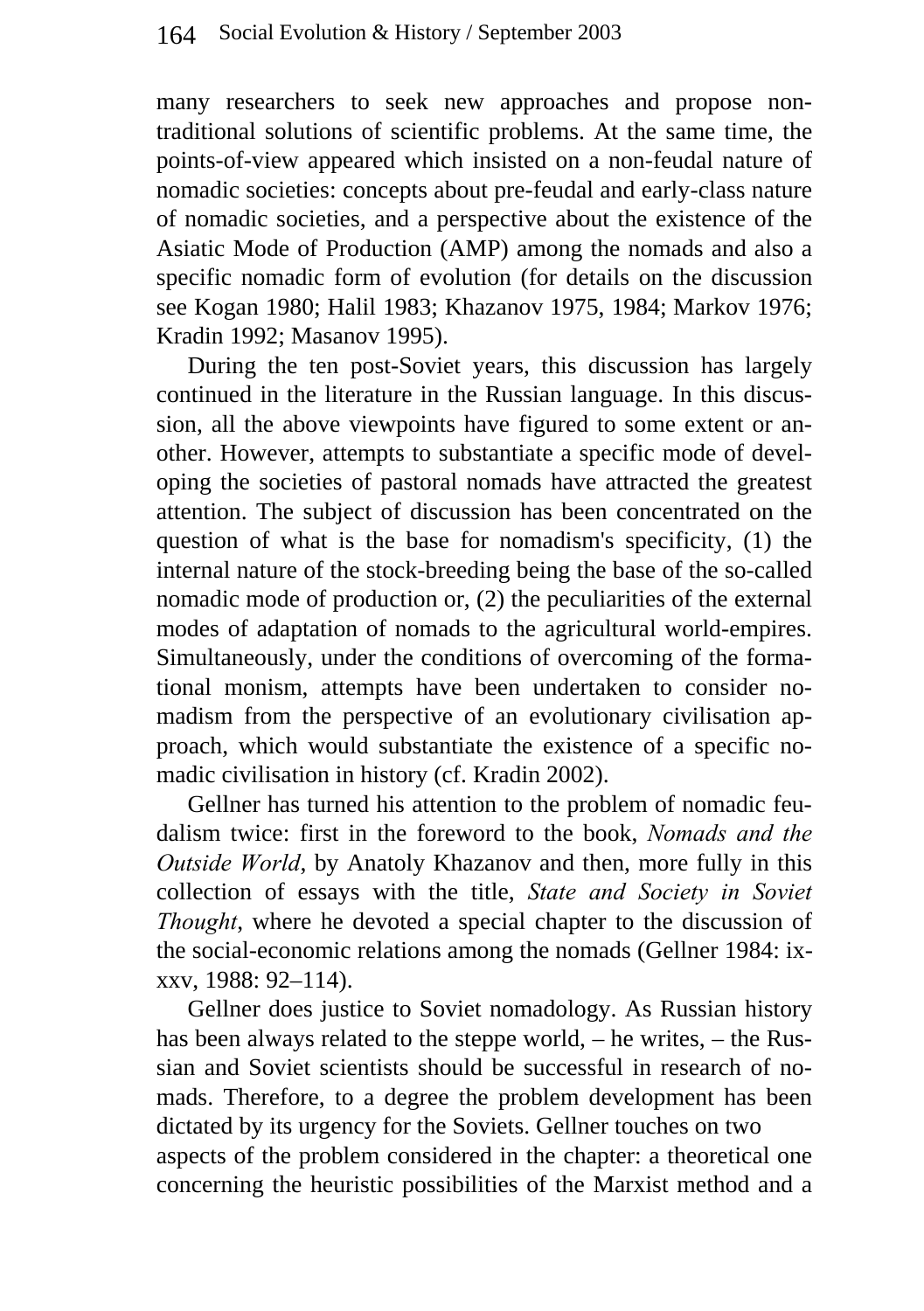many researchers to seek new approaches and propose non-traditional solutions of scientific problems. At the same time, the points-of-view appeared which insisted on a non-feudal nature of nomadic societies: concepts about pre-feudal and early-class nature of nomadic societies, and a perspective about the existence of the Asiatic Mode of Production (AMP) among the nomads and also a specific nomadic form of evolution (for details on the discussion see Kogan 1980; Halil 1983; Khazanov 1975, 1984; Markov 1976; Kradin 1992; Masanov 1995).

During the ten post-Soviet years, this discussion has largely continued in the literature in the Russian language. In this discussion, all the above viewpoints have figured to some extent or another. However, attempts to substantiate a specific mode of developing the societies of pastoral nomads have attracted the greatest attention. The subject of discussion has been concentrated on the question of what is the base for nomadism's specificity, (1) the internal nature of the stock-breeding being the base of the so-called nomadic mode of production or, (2) the peculiarities of the external modes of adaptation of nomads to the agricultural world-empires. Simultaneously, under the conditions of overcoming of the formational monism, attempts have been undertaken to consider nomadism from the perspective of an evolutionary civilisation approach, which would substantiate the existence of a specific nomadic civilisation in history (cf. Kradin 2002).

Gellner has turned his attention to the problem of nomadic feudalism twice: first in the foreword to the book, *Nomads and the Outside World*, by Anatoly Khazanov and then, more fully in this collection of essays with the title, *State and Society in Soviet Thought*, where he devoted a special chapter to the discussion of the social-economic relations among the nomads (Gellner 1984: ix-xxv, 1988: 92–114).

Gellner does justice to Soviet nomadology. As Russian history has been always related to the steppe world, – he writes, – the Russian and Soviet scientists should be successful in research of nomads. Therefore, to a degree the problem development has been dictated by its urgency for the Soviets. Gellner touches on two aspects of the problem considered in the chapter: a theoretical one concerning the heuristic possibilities of the Marxist method and a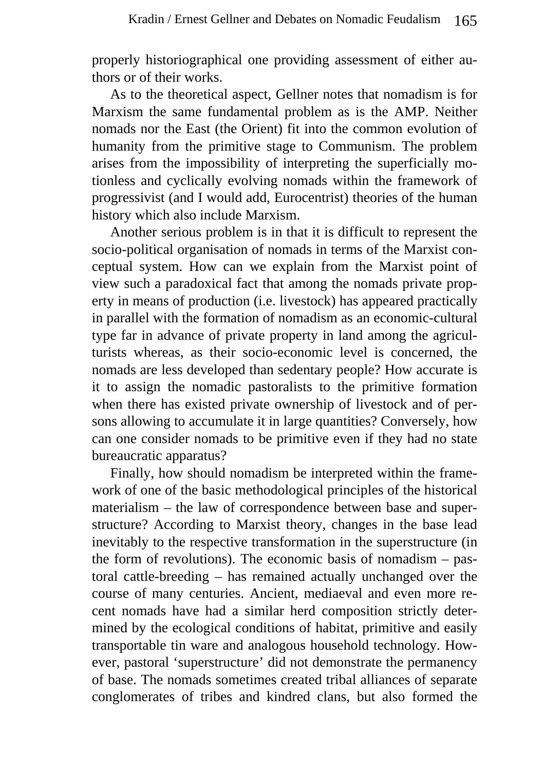properly historiographical one providing assessment of either authors or of their works.

As to the theoretical aspect, Gellner notes that nomadism is for Marxism the same fundamental problem as is the AMP. Neither nomads nor the East (the Orient) fit into the common evolution of humanity from the primitive stage to Communism. The problem arises from the impossibility of interpreting the superficially motionless and cyclically evolving nomads within the framework of progressivist (and I would add, Eurocentrist) theories of the human history which also include Marxism.

Another serious problem is in that it is difficult to represent the socio-political organisation of nomads in terms of the Marxist conceptual system. How can we explain from the Marxist point of view such a paradoxical fact that among the nomads private property in means of production (i.e. livestock) has appeared practically in parallel with the formation of nomadism as an economic-cultural type far in advance of private property in land among the agriculturists whereas, as their socio-economic level is concerned, the nomads are less developed than sedentary people? How accurate is it to assign the nomadic pastoralists to the primitive formation when there has existed private ownership of livestock and of persons allowing to accumulate it in large quantities? Conversely, how can one consider nomads to be primitive even if they had no state bureaucratic apparatus?

Finally, how should nomadism be interpreted within the framework of one of the basic methodological principles of the historical materialism – the law of correspondence between base and superstructure? According to Marxist theory, changes in the base lead inevitably to the respective transformation in the superstructure (in the form of revolutions). The economic basis of nomadism – pastoral cattle-breeding – has remained actually unchanged over the course of many centuries. Ancient, mediaeval and even more recent nomads have had a similar herd composition strictly determined by the ecological conditions of habitat, primitive and easily transportable tin ware and analogous household technology. However, pastoral 'superstructure' did not demonstrate the permanency of base. The nomads sometimes created tribal alliances of separate conglomerates of tribes and kindred clans, but also formed the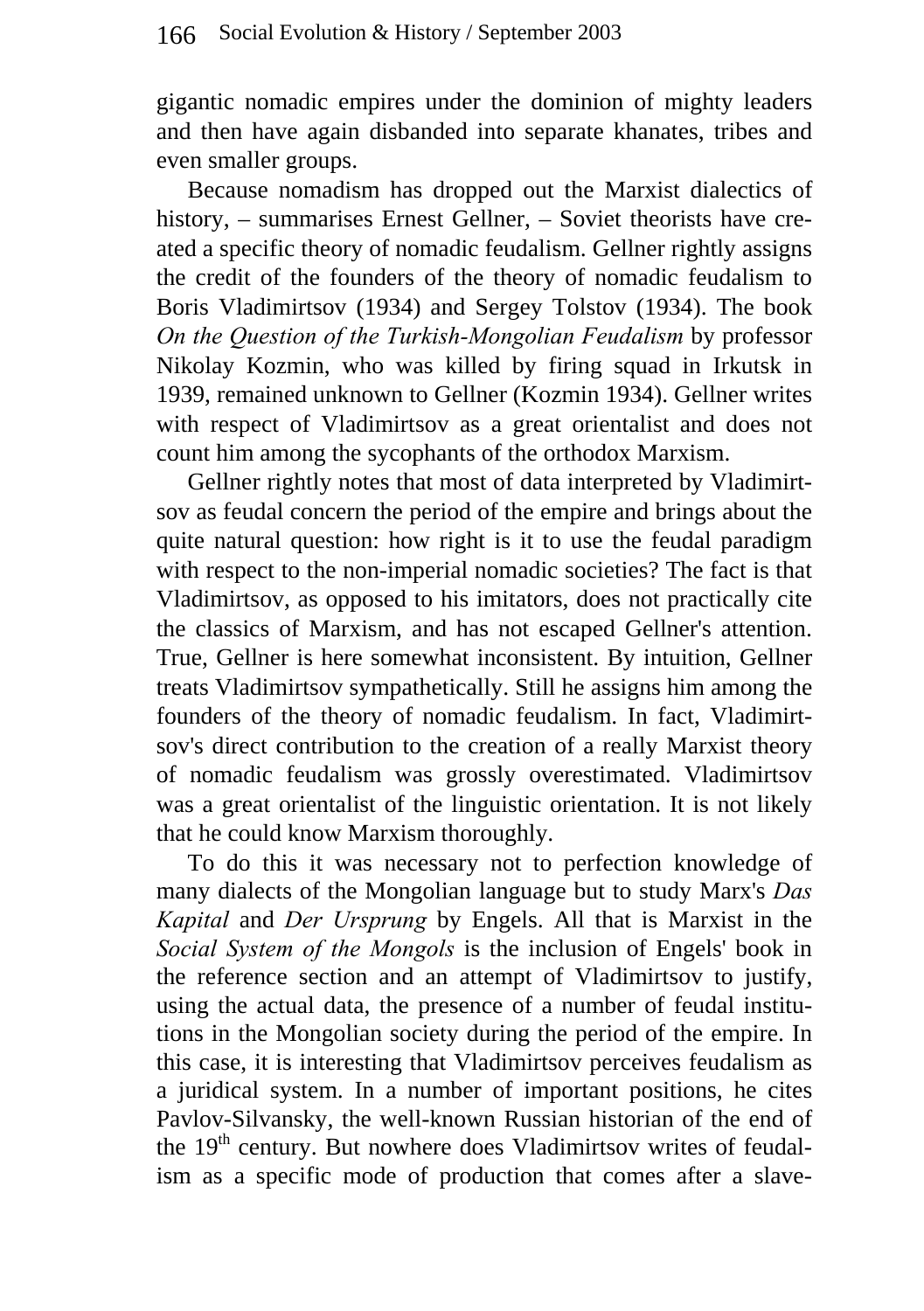gigantic nomadic empires under the dominion of mighty leaders and then have again disbanded into separate khanates, tribes and even smaller groups.

Because nomadism has dropped out the Marxist dialectics of history, – summarises Ernest Gellner, – Soviet theorists have created a specific theory of nomadic feudalism. Gellner rightly assigns the credit of the founders of the theory of nomadic feudalism to Boris Vladimirtsov (1934) and Sergey Tolstov (1934). The book *On the Question of the Turkish-Mongolian Feudalism* by professor Nikolay Kozmin, who was killed by firing squad in Irkutsk in 1939, remained unknown to Gellner (Kozmin 1934). Gellner writes with respect of Vladimirtsov as a great orientalist and does not count him among the sycophants of the orthodox Marxism.

Gellner rightly notes that most of data interpreted by Vladimirtsov as feudal concern the period of the empire and brings about the quite natural question: how right is it to use the feudal paradigm with respect to the non-imperial nomadic societies? The fact is that Vladimirtsov, as opposed to his imitators, does not practically cite the classics of Marxism, and has not escaped Gellner's attention. True, Gellner is here somewhat inconsistent. By intuition, Gellner treats Vladimirtsov sympathetically. Still he assigns him among the founders of the theory of nomadic feudalism. In fact, Vladimirtsov's direct contribution to the creation of a really Marxist theory of nomadic feudalism was grossly overestimated. Vladimirtsov was a great orientalist of the linguistic orientation. It is not likely that he could know Marxism thoroughly.

To do this it was necessary not to perfection knowledge of many dialects of the Mongolian language but to study Marx's *Das Kapital* and *Der Ursprung* by Engels. All that is Marxist in the *Social System of the Mongols* is the inclusion of Engels' book in the reference section and an attempt of Vladimirtsov to justify, using the actual data, the presence of a number of feudal institutions in the Mongolian society during the period of the empire. In this case, it is interesting that Vladimirtsov perceives feudalism as a juridical system. In a number of important positions, he cites Pavlov-Silvansky, the well-known Russian historian of the end of the 19th century. But nowhere does Vladimirtsov writes of feudalism as a specific mode of production that comes after a slave-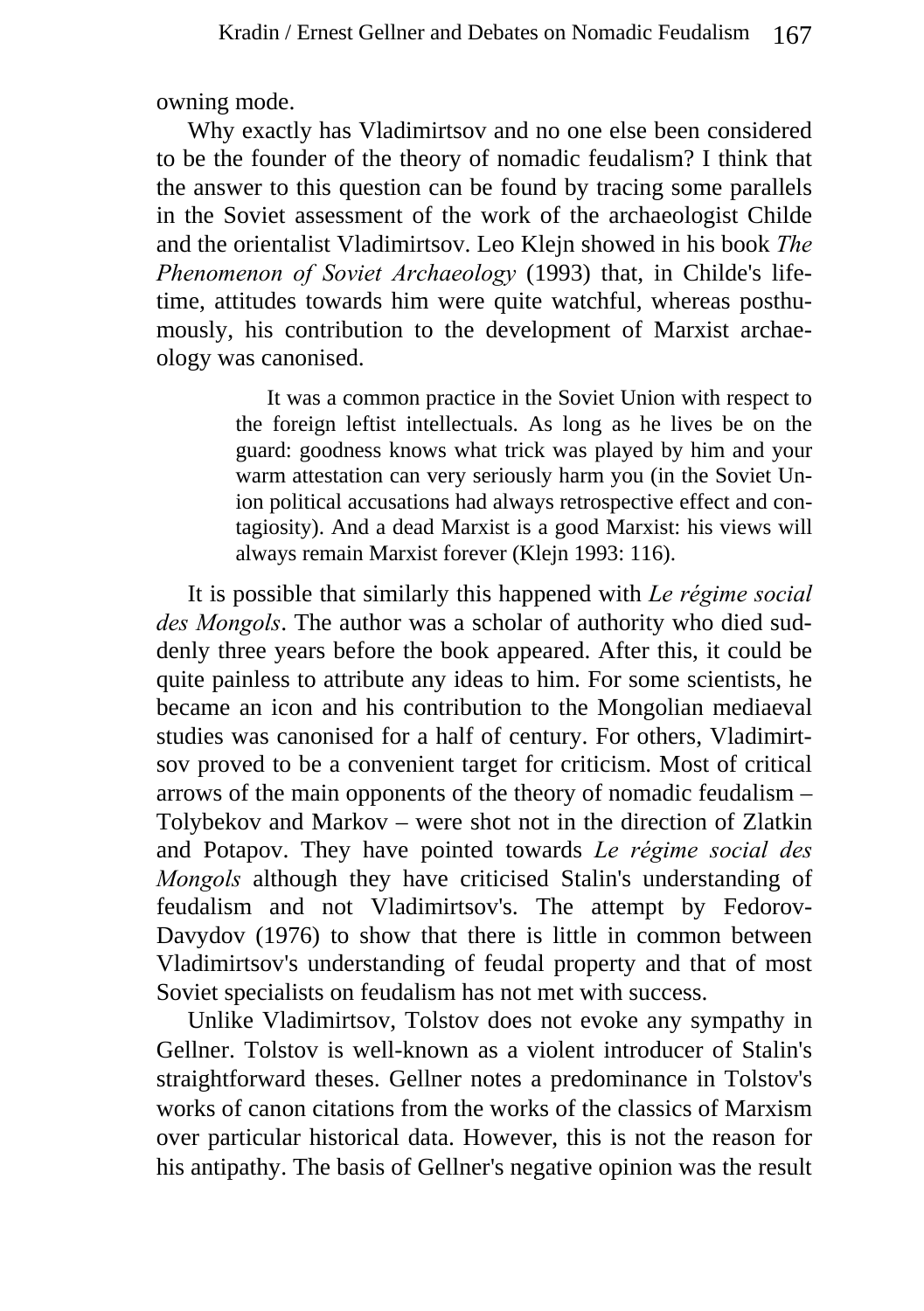owning mode.

Why exactly has Vladimirtsov and no one else been considered to be the founder of the theory of nomadic feudalism? I think that the answer to this question can be found by tracing some parallels in the Soviet assessment of the work of the archaeologist Childe and the orientalist Vladimirtsov. Leo Klejn showed in his book *The Phenomenon of Soviet Archaeology* (1993) that, in Childe's lifetime, attitudes towards him were quite watchful, whereas posthumously, his contribution to the development of Marxist archaeology was canonised.

> It was a common practice in the Soviet Union with respect to the foreign leftist intellectuals. As long as he lives be on the guard: goodness knows what trick was played by him and your warm attestation can very seriously harm you (in the Soviet Union political accusations had always retrospective effect and contagiosity). And a dead Marxist is a good Marxist: his views will always remain Marxist forever (Klejn 1993: 116).

It is possible that similarly this happened with *Le régime social des Mongols*. The author was a scholar of authority who died suddenly three years before the book appeared. After this, it could be quite painless to attribute any ideas to him. For some scientists, he became an icon and his contribution to the Mongolian mediaeval studies was canonised for a half of century. For others, Vladimirtsov proved to be a convenient target for criticism. Most of critical arrows of the main opponents of the theory of nomadic feudalism – Tolybekov and Markov – were shot not in the direction of Zlatkin and Potapov. They have pointed towards *Le régime social des Mongols* although they have criticised Stalin's understanding of feudalism and not Vladimirtsov's. The attempt by Fedorov-Davydov (1976) to show that there is little in common between Vladimirtsov's understanding of feudal property and that of most Soviet specialists on feudalism has not met with success.

Unlike Vladimirtsov, Tolstov does not evoke any sympathy in Gellner. Tolstov is well-known as a violent introducer of Stalin's straightforward theses. Gellner notes a predominance in Tolstov's works of canon citations from the works of the classics of Marxism over particular historical data. However, this is not the reason for his antipathy. The basis of Gellner's negative opinion was the result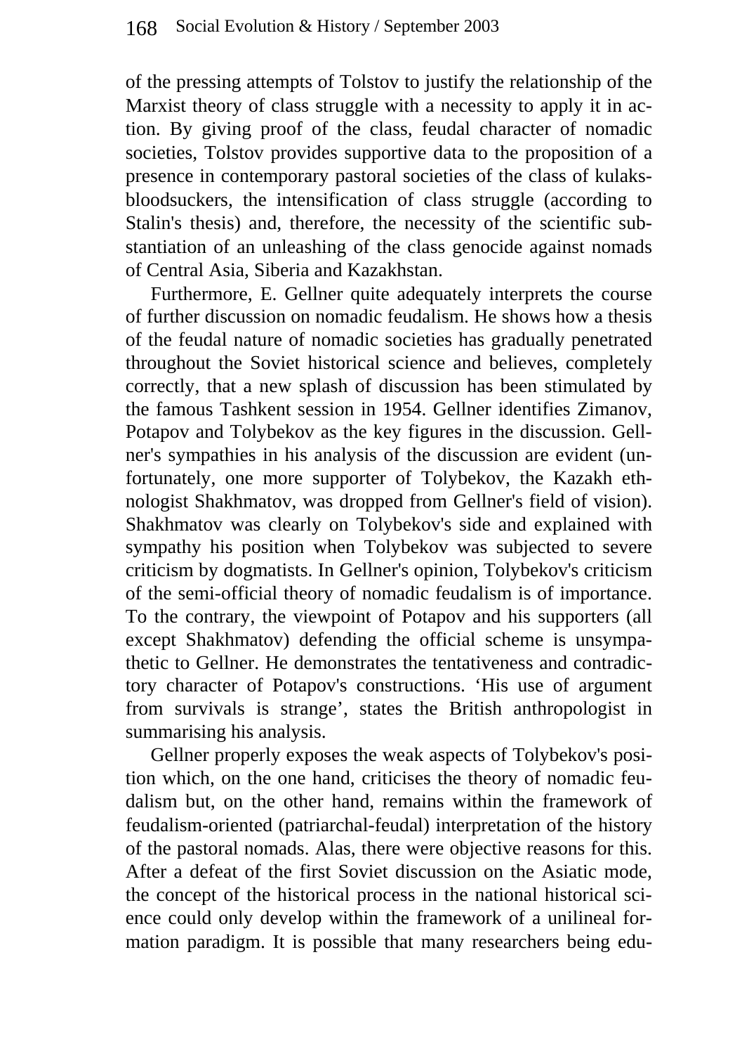of the pressing attempts of Tolstov to justify the relationship of the Marxist theory of class struggle with a necessity to apply it in action. By giving proof of the class, feudal character of nomadic societies, Tolstov provides supportive data to the proposition of a presence in contemporary pastoral societies of the class of kulaks-bloodsuckers, the intensification of class struggle (according to Stalin's thesis) and, therefore, the necessity of the scientific substantiation of an unleashing of the class genocide against nomads of Central Asia, Siberia and Kazakhstan.

Furthermore, E. Gellner quite adequately interprets the course of further discussion on nomadic feudalism. He shows how a thesis of the feudal nature of nomadic societies has gradually penetrated throughout the Soviet historical science and believes, completely correctly, that a new splash of discussion has been stimulated by the famous Tashkent session in 1954. Gellner identifies Zimanov, Potapov and Tolybekov as the key figures in the discussion. Gellner's sympathies in his analysis of the discussion are evident (unfortunately, one more supporter of Tolybekov, the Kazakh ethnologist Shakhmatov, was dropped from Gellner's field of vision). Shakhmatov was clearly on Tolybekov's side and explained with sympathy his position when Tolybekov was subjected to severe criticism by dogmatists. In Gellner's opinion, Tolybekov's criticism of the semi-official theory of nomadic feudalism is of importance. To the contrary, the viewpoint of Potapov and his supporters (all except Shakhmatov) defending the official scheme is unsympathetic to Gellner. He demonstrates the tentativeness and contradictory character of Potapov's constructions. 'His use of argument from survivals is strange', states the British anthropologist in summarising his analysis.

Gellner properly exposes the weak aspects of Tolybekov's position which, on the one hand, criticises the theory of nomadic feudalism but, on the other hand, remains within the framework of feudalism-oriented (patriarchal-feudal) interpretation of the history of the pastoral nomads. Alas, there were objective reasons for this. After a defeat of the first Soviet discussion on the Asiatic mode, the concept of the historical process in the national historical science could only develop within the framework of a unilineal formation paradigm. It is possible that many researchers being edu-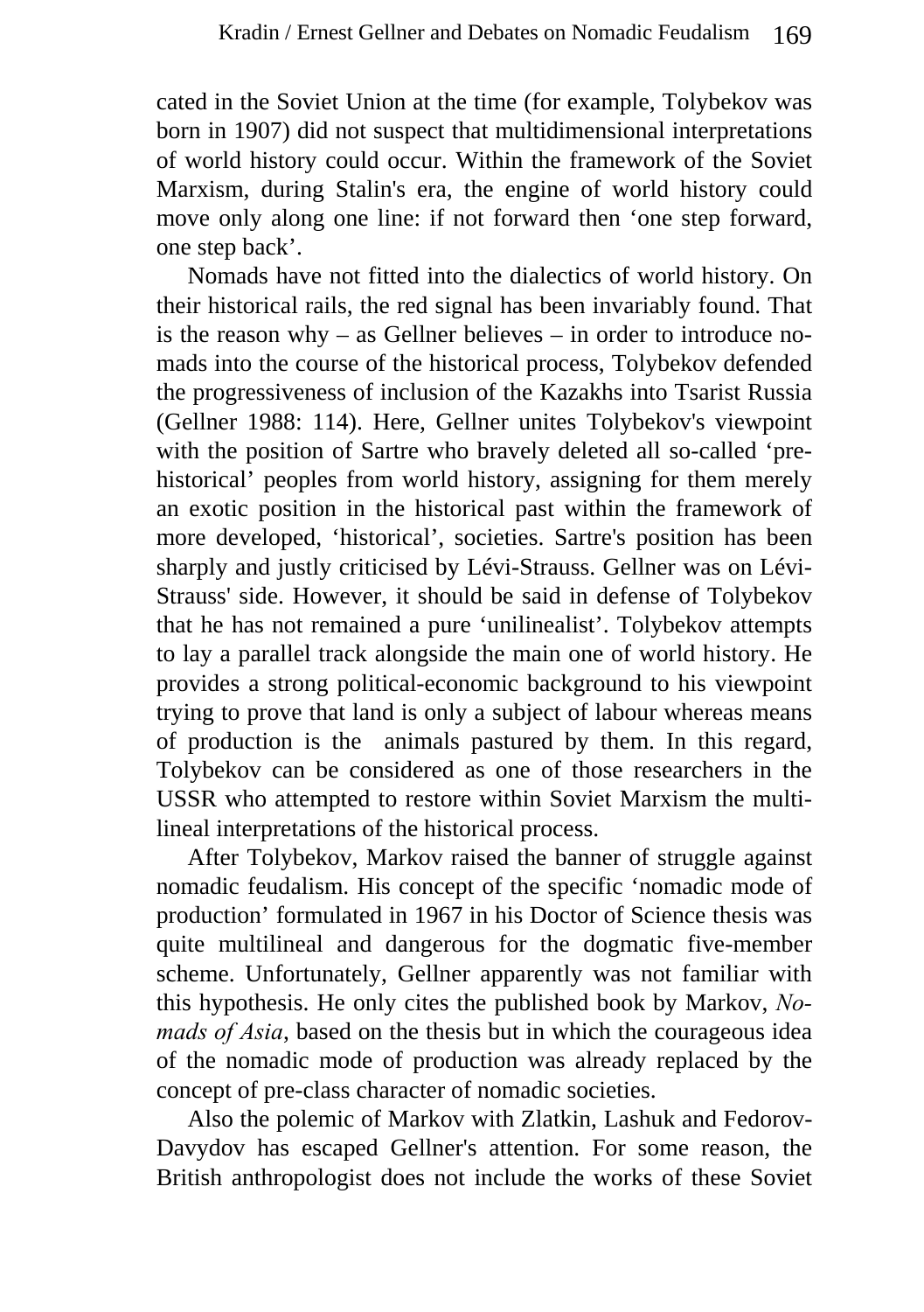cated in the Soviet Union at the time (for example, Tolybekov was born in 1907) did not suspect that multidimensional interpretations of world history could occur. Within the framework of the Soviet Marxism, during Stalin's era, the engine of world history could move only along one line: if not forward then 'one step forward, one step back'.

Nomads have not fitted into the dialectics of world history. On their historical rails, the red signal has been invariably found. That is the reason why – as Gellner believes – in order to introduce nomads into the course of the historical process, Tolybekov defended the progressiveness of inclusion of the Kazakhs into Tsarist Russia (Gellner 1988: 114). Here, Gellner unites Tolybekov's viewpoint with the position of Sartre who bravely deleted all so-called 'prehistorical' peoples from world history, assigning for them merely an exotic position in the historical past within the framework of more developed, 'historical', societies. Sartre's position has been sharply and justly criticised by Lévi-Strauss. Gellner was on Lévi-Strauss' side. However, it should be said in defense of Tolybekov that he has not remained a pure 'unilinealist'. Tolybekov attempts to lay a parallel track alongside the main one of world history. He provides a strong political-economic background to his viewpoint trying to prove that land is only a subject of labour whereas means of production is the animals pastured by them. In this regard, Tolybekov can be considered as one of those researchers in the USSR who attempted to restore within Soviet Marxism the multilineal interpretations of the historical process.

After Tolybekov, Markov raised the banner of struggle against nomadic feudalism. His concept of the specific 'nomadic mode of production' formulated in 1967 in his Doctor of Science thesis was quite multilineal and dangerous for the dogmatic five-member scheme. Unfortunately, Gellner apparently was not familiar with this hypothesis. He only cites the published book by Markov, *Nomads of Asia*, based on the thesis but in which the courageous idea of the nomadic mode of production was already replaced by the concept of pre-class character of nomadic societies.

Also the polemic of Markov with Zlatkin, Lashuk and Fedorov-Davydov has escaped Gellner's attention. For some reason, the British anthropologist does not include the works of these Soviet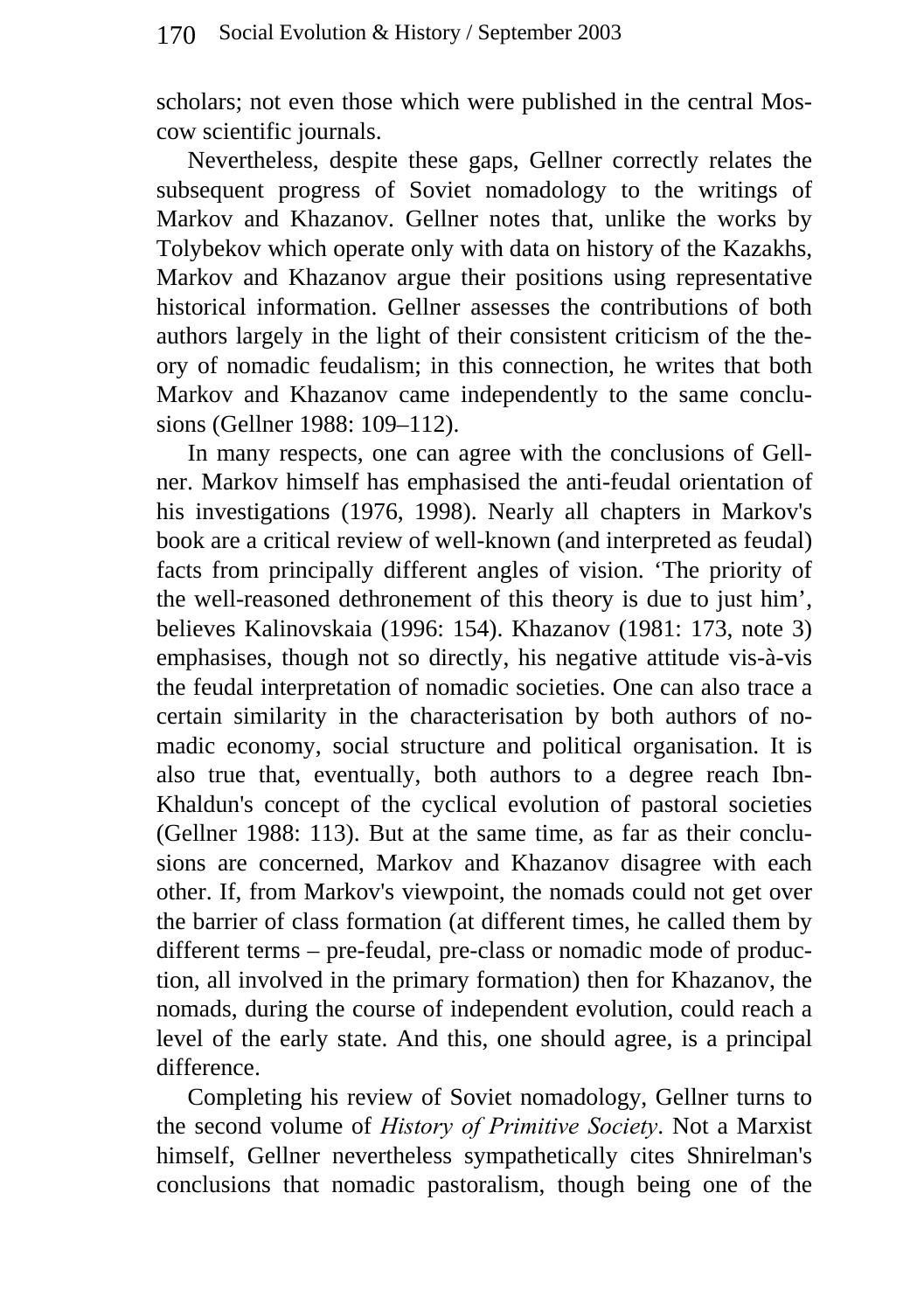scholars; not even those which were published in the central Moscow scientific journals.

Nevertheless, despite these gaps, Gellner correctly relates the subsequent progress of Soviet nomadology to the writings of Markov and Khazanov. Gellner notes that, unlike the works by Tolybekov which operate only with data on history of the Kazakhs, Markov and Khazanov argue their positions using representative historical information. Gellner assesses the contributions of both authors largely in the light of their consistent criticism of the theory of nomadic feudalism; in this connection, he writes that both Markov and Khazanov came independently to the same conclusions (Gellner 1988: 109–112).

In many respects, one can agree with the conclusions of Gellner. Markov himself has emphasised the anti-feudal orientation of his investigations (1976, 1998). Nearly all chapters in Markov's book are a critical review of well-known (and interpreted as feudal) facts from principally different angles of vision. 'The priority of the well-reasoned dethronement of this theory is due to just him', believes Kalinovskaia (1996: 154). Khazanov (1981: 173, note 3) emphasises, though not so directly, his negative attitude vis-à-vis the feudal interpretation of nomadic societies. One can also trace a certain similarity in the characterisation by both authors of nomadic economy, social structure and political organisation. It is also true that, eventually, both authors to a degree reach Ibn-Khaldun's concept of the cyclical evolution of pastoral societies (Gellner 1988: 113). But at the same time, as far as their conclusions are concerned, Markov and Khazanov disagree with each other. If, from Markov's viewpoint, the nomads could not get over the barrier of class formation (at different times, he called them by different terms – pre-feudal, pre-class or nomadic mode of production, all involved in the primary formation) then for Khazanov, the nomads, during the course of independent evolution, could reach a level of the early state. And this, one should agree, is a principal difference.

Completing his review of Soviet nomadology, Gellner turns to the second volume of *History of Primitive Society*. Not a Marxist himself, Gellner nevertheless sympathetically cites Shnirelman's conclusions that nomadic pastoralism, though being one of the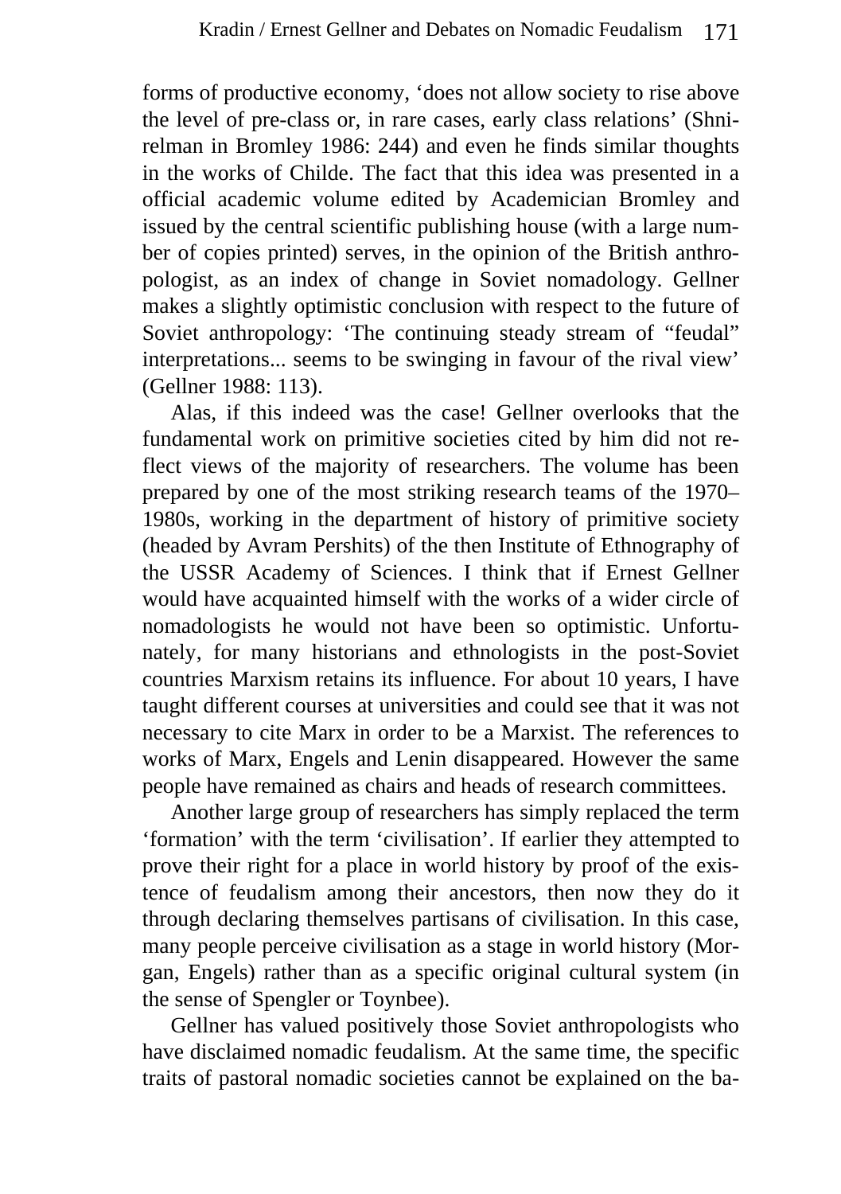forms of productive economy, 'does not allow society to rise above the level of pre-class or, in rare cases, early class relations' (Shnirelman in Bromley 1986: 244) and even he finds similar thoughts in the works of Childe. The fact that this idea was presented in a official academic volume edited by Academician Bromley and issued by the central scientific publishing house (with a large number of copies printed) serves, in the opinion of the British anthropologist, as an index of change in Soviet nomadology. Gellner makes a slightly optimistic conclusion with respect to the future of Soviet anthropology: 'The continuing steady stream of "feudal" interpretations... seems to be swinging in favour of the rival view' (Gellner 1988: 113).

Alas, if this indeed was the case! Gellner overlooks that the fundamental work on primitive societies cited by him did not reflect views of the majority of researchers. The volume has been prepared by one of the most striking research teams of the 1970–1980s, working in the department of history of primitive society (headed by Avram Pershits) of the then Institute of Ethnography of the USSR Academy of Sciences. I think that if Ernest Gellner would have acquainted himself with the works of a wider circle of nomadologists he would not have been so optimistic. Unfortunately, for many historians and ethnologists in the post-Soviet countries Marxism retains its influence. For about 10 years, I have taught different courses at universities and could see that it was not necessary to cite Marx in order to be a Marxist. The references to works of Marx, Engels and Lenin disappeared. However the same people have remained as chairs and heads of research committees.

Another large group of researchers has simply replaced the term 'formation' with the term 'civilisation'. If earlier they attempted to prove their right for a place in world history by proof of the existence of feudalism among their ancestors, then now they do it through declaring themselves partisans of civilisation. In this case, many people perceive civilisation as a stage in world history (Morgan, Engels) rather than as a specific original cultural system (in the sense of Spengler or Toynbee).

Gellner has valued positively those Soviet anthropologists who have disclaimed nomadic feudalism. At the same time, the specific traits of pastoral nomadic societies cannot be explained on the ba-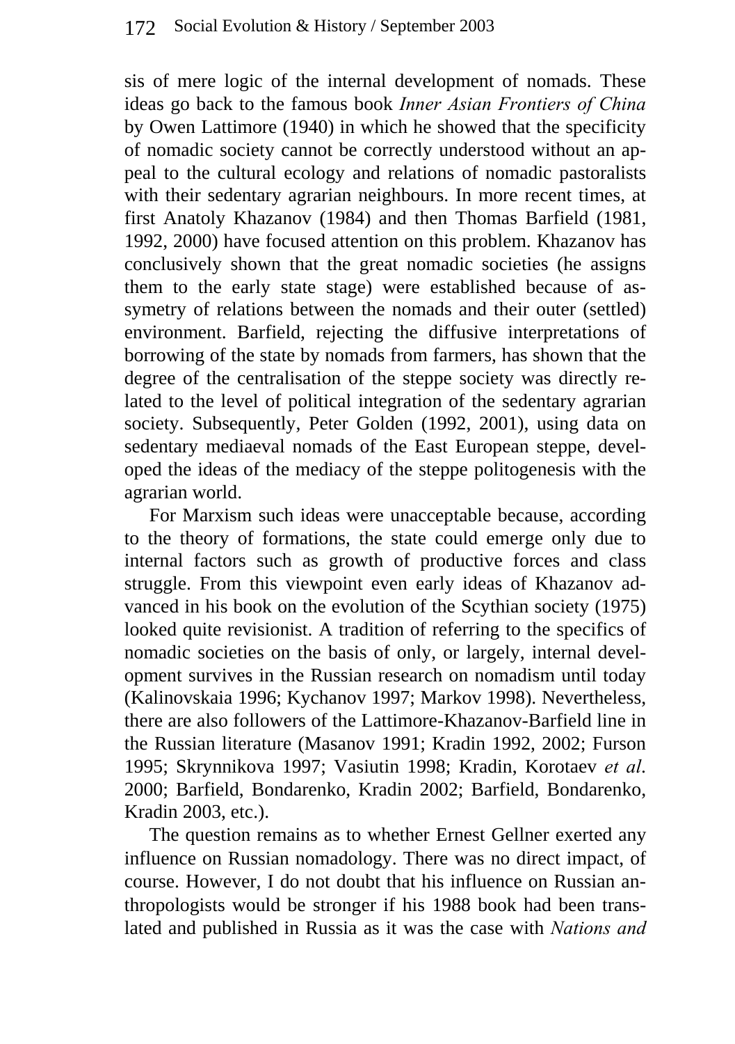sis of mere logic of the internal development of nomads. These ideas go back to the famous book *Inner Asian Frontiers of China* by Owen Lattimore (1940) in which he showed that the specificity of nomadic society cannot be correctly understood without an appeal to the cultural ecology and relations of nomadic pastoralists with their sedentary agrarian neighbours. In more recent times, at first Anatoly Khazanov (1984) and then Thomas Barfield (1981, 1992, 2000) have focused attention on this problem. Khazanov has conclusively shown that the great nomadic societies (he assigns them to the early state stage) were established because of assymetry of relations between the nomads and their outer (settled) environment. Barfield, rejecting the diffusive interpretations of borrowing of the state by nomads from farmers, has shown that the degree of the centralisation of the steppe society was directly related to the level of political integration of the sedentary agrarian society. Subsequently, Peter Golden (1992, 2001), using data on sedentary mediaeval nomads of the East European steppe, developed the ideas of the mediacy of the steppe politogenesis with the agrarian world.

For Marxism such ideas were unacceptable because, according to the theory of formations, the state could emerge only due to internal factors such as growth of productive forces and class struggle. From this viewpoint even early ideas of Khazanov advanced in his book on the evolution of the Scythian society (1975) looked quite revisionist. A tradition of referring to the specifics of nomadic societies on the basis of only, or largely, internal development survives in the Russian research on nomadism until today (Kalinovskaia 1996; Kychanov 1997; Markov 1998). Nevertheless, there are also followers of the Lattimore-Khazanov-Barfield line in the Russian literature (Masanov 1991; Kradin 1992, 2002; Furson 1995; Skrynnikova 1997; Vasiutin 1998; Kradin, Korotaev *et al.* 2000; Barfield, Bondarenko, Kradin 2002; Barfield, Bondarenko, Kradin 2003, etc.).

The question remains as to whether Ernest Gellner exerted any influence on Russian nomadology. There was no direct impact, of course. However, I do not doubt that his influence on Russian anthropologists would be stronger if his 1988 book had been translated and published in Russia as it was the case with *Nations and*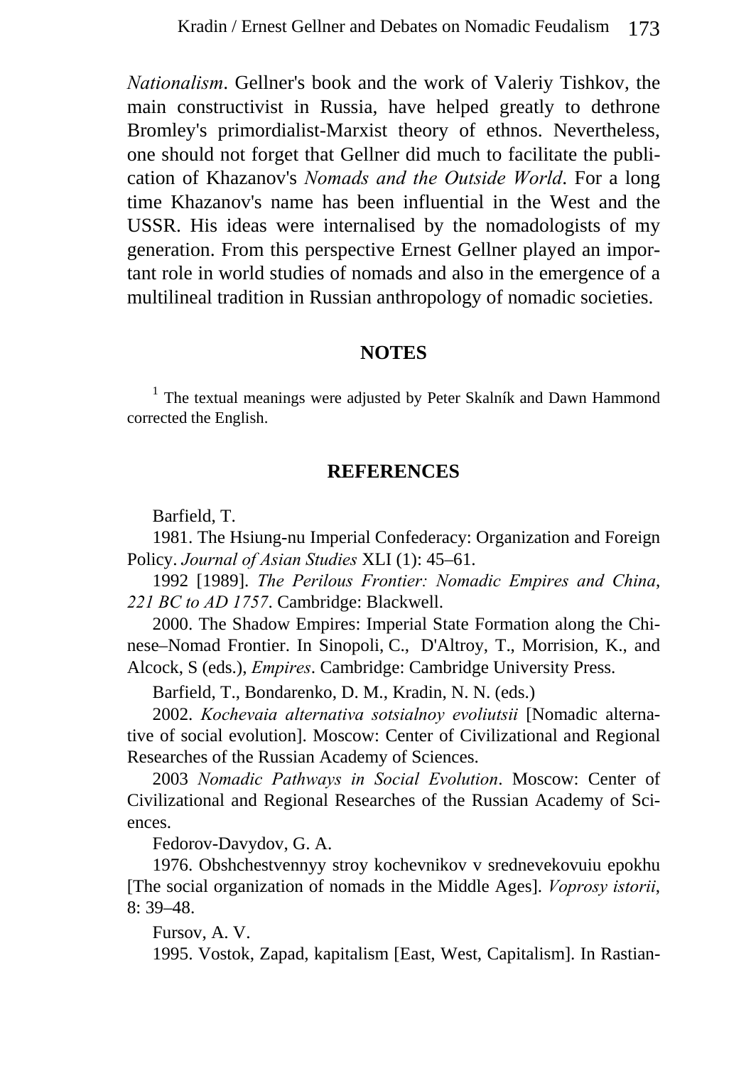*Nationalism*. Gellner's book and the work of Valeriy Tishkov, the main constructivist in Russia, have helped greatly to dethrone Bromley's primordialist-Marxist theory of ethnos. Nevertheless, one should not forget that Gellner did much to facilitate the publication of Khazanov's *Nomads and the Outside World*. For a long time Khazanov's name has been influential in the West and the USSR. His ideas were internalised by the nomadologists of my generation. From this perspective Ernest Gellner played an important role in world studies of nomads and also in the emergence of a multilineal tradition in Russian anthropology of nomadic societies.

## NOTES

[1] The textual meanings were adjusted by Peter Skalník and Dawn Hammond corrected the English.

## REFERENCES

Barfield, T.

1981. The Hsiung-nu Imperial Confederacy: Organization and Foreign Policy. *Journal of Asian Studies* XLI (1): 45–61.

1992 [1989]. *The Perilous Frontier: Nomadic Empires and China, 221 BC to AD 1757*. Cambridge: Blackwell.

2000. The Shadow Empires: Imperial State Formation along the Chinese–Nomad Frontier. In Sinopoli, C., D'Altroy, T., Morrision, K., and Alcock, S (eds.), *Empires*. Cambridge: Cambridge University Press.

Barfield, T., Bondarenko, D. M., Kradin, N. N. (eds.)

2002. *Kochevaia alternativa sotsialnoy evoliutsii* [Nomadic alternative of social evolution]. Moscow: Center of Civilizational and Regional Researches of the Russian Academy of Sciences.

2003 *Nomadic Pathways in Social Evolution*. Moscow: Center of Civilizational and Regional Researches of the Russian Academy of Sciences.

Fedorov-Davydov, G. A.

1976. Obshchestvennyy stroy kochevnikov v srednevekovuiu epokhu [The social organization of nomads in the Middle Ages]. *Voprosy istorii*, 8: 39–48.

Fursov, A. V.

1995. Vostok, Zapad, kapitalism [East, West, Capitalism]. In Rastian-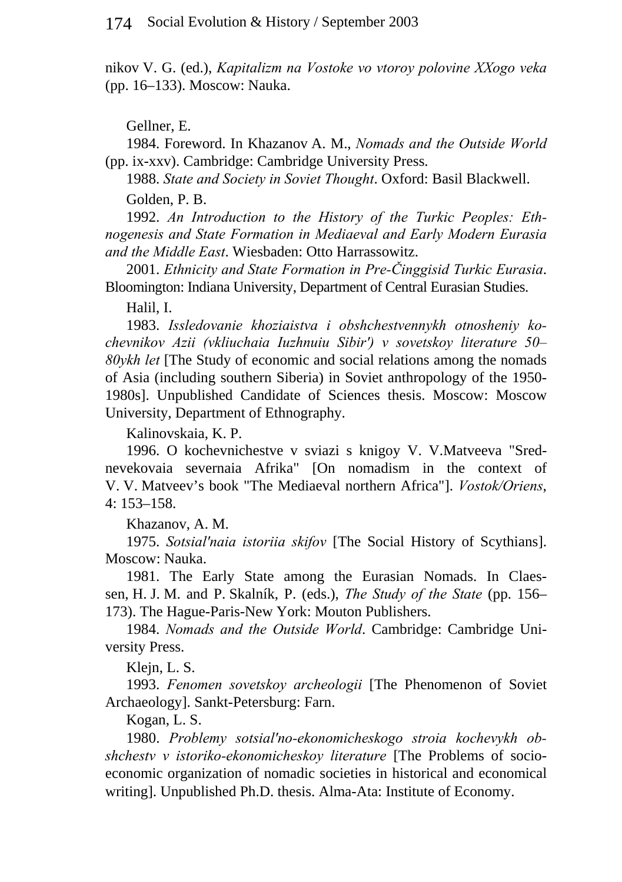nikov V. G. (ed.), *Kapitalizm na Vostoke vo vtoroy polovine XXogo veka* (pp. 16–133). Moscow: Nauka.

Gellner, E.

1984. Foreword. In Khazanov A. M., *Nomads and the Outside World* (pp. ix-xxv). Cambridge: Cambridge University Press.

1988. *State and Society in Soviet Thought*. Oxford: Basil Blackwell.

Golden, P. B.

1992. *An Introduction to the History of the Turkic Peoples: Ethnogenesis and State Formation in Mediaeval and Early Modern Eurasia and the Middle East*. Wiesbaden: Otto Harrassowitz.

2001. *Ethnicity and State Formation in Pre-Činggisid Turkic Eurasia*. Bloomington: Indiana University, Department of Central Eurasian Studies.

Halil, I.

1983. *Issledovanie khoziaistva i obshchestvennykh otnosheniy kochevnikov Azii (vkliuchaia Iuzhnuiu Sibir') v sovetskoy literature 50–80ykh let* [The Study of economic and social relations among the nomads of Asia (including southern Siberia) in Soviet anthropology of the 1950-1980s]. Unpublished Candidate of Sciences thesis. Moscow: Moscow University, Department of Ethnography.

Kalinovskaia, K. P.

1996. O kochevnichestve v sviazi s knigoy V. V.Matveeva "Srednevekovaia severnaia Afrika" [On nomadism in the context of V. V. Matveev's book "The Mediaeval northern Africa"]. *Vostok/Oriens*, 4: 153–158.

Khazanov, A. M.

1975. *Sotsial'naia istoriia skifov* [The Social History of Scythians]. Moscow: Nauka.

1981. The Early State among the Eurasian Nomads. In Claessen, H. J. M. and P. Skalník, P. (eds.), *The Study of the State* (pp. 156–173). The Hague-Paris-New York: Mouton Publishers.

1984. *Nomads and the Outside World*. Cambridge: Cambridge University Press.

Klejn, L. S.

1993. *Fenomen sovetskoy archeologii* [The Phenomenon of Soviet Archaeology]. Sankt-Petersburg: Farn.

Kogan, L. S.

1980. *Problemy sotsial'no-ekonomicheskogo stroia kochevykh obshchestv v istoriko-ekonomicheskoy literature* [The Problems of socio-economic organization of nomadic societies in historical and economical writing]. Unpublished Ph.D. thesis. Alma-Ata: Institute of Economy.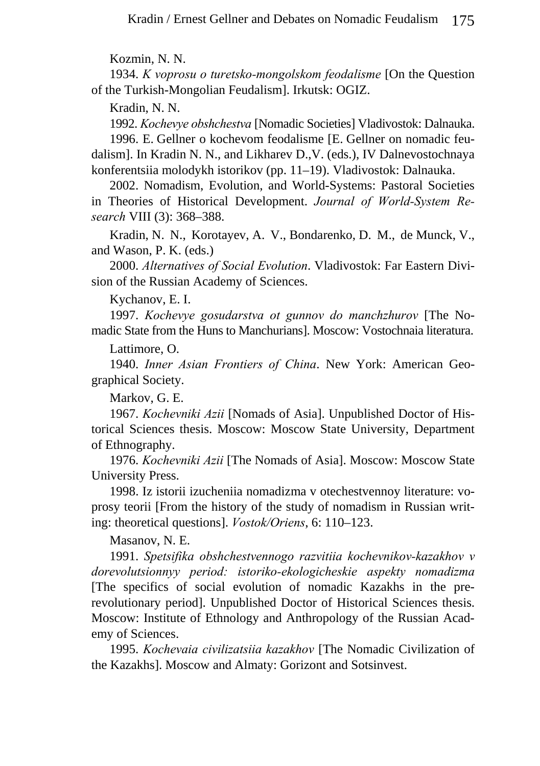Kozmin, N. N.

1934. *K voprosu o turetsko-mongolskom feodalisme* [On the Question of the Turkish-Mongolian Feudalism]. Irkutsk: OGIZ.

Kradin, N. N.

1992. *Kochevye obshchestva* [Nomadic Societies] Vladivostok: Dalnauka.

1996. E. Gellner o kochevom feodalisme [E. Gellner on nomadic feudalism]. In Kradin N. N., and Likharev D.,V. (eds.), IV Dalnevostochnaya konferentsiia molodykh istorikov (pp. 11–19). Vladivostok: Dalnauka.

2002. Nomadism, Evolution, and World-Systems: Pastoral Societies in Theories of Historical Development. *Journal of World-System Research* VIII (3): 368–388.

Kradin, N. N., Korotayev, A. V., Bondarenko, D. M., de Munck, V., and Wason, P. K. (eds.)

2000. *Alternatives of Social Evolution*. Vladivostok: Far Eastern Division of the Russian Academy of Sciences.

Kychanov, E. I.

1997. *Kochevye gosudarstva ot gunnov do manchzhurov* [The Nomadic State from the Huns to Manchurians]. Moscow: Vostochnaia literatura.

Lattimore, O.

1940. *Inner Asian Frontiers of China*. New York: American Geographical Society.

Markov, G. E.

1967. *Kochevniki Azii* [Nomads of Asia]. Unpublished Doctor of Historical Sciences thesis. Moscow: Moscow State University, Department of Ethnography.

1976. *Kochevniki Azii* [The Nomads of Asia]. Moscow: Moscow State University Press.

1998. Iz istorii izucheniia nomadizma v otechestvennoy literature: voprosy teorii [From the history of the study of nomadism in Russian writing: theoretical questions]. *Vostok/Oriens*, 6: 110–123.

Masanov, N. E.

1991. *Spetsifika obshchestvennogo razvitiia kochevnikov-kazakhov v dorevolutsionnyy period: istoriko-ekologicheskie aspekty nomadizma* [The specifics of social evolution of nomadic Kazakhs in the prerevolutionary period]. Unpublished Doctor of Historical Sciences thesis. Moscow: Institute of Ethnology and Anthropology of the Russian Academy of Sciences.

1995. *Kochevaia civilizatsiia kazakhov* [The Nomadic Civilization of the Kazakhs]. Moscow and Almaty: Gorizont and Sotsinvest.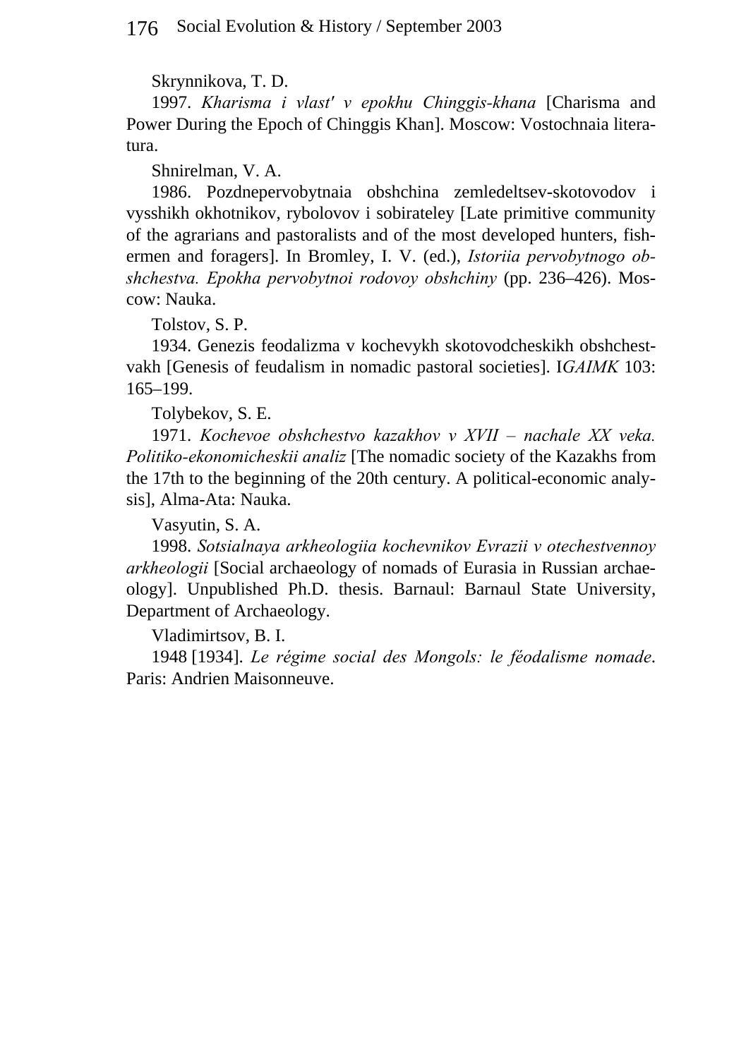Skrynnikova, T. D.

1997. *Kharisma i vlast' v epokhu Chinggis-khana* [Charisma and Power During the Epoch of Chinggis Khan]. Moscow: Vostochnaia literatura.

Shnirelman, V. A.

1986. Pozdnepervobytnaia obshchina zemledeltsev-skotovodov i vysshikh okhotnikov, rybolovov i sobirateley [Late primitive community of the agrarians and pastoralists and of the most developed hunters, fishermen and foragers]. In Bromley, I. V. (ed.), *Istoriia pervobytnogo obshchestva. Epokha pervobytnoi rodovoy obshchiny* (pp. 236–426). Moscow: Nauka.

Tolstov, S. P.

1934. Genezis feodalizma v kochevykh skotovodcheskikh obshchestvakh [Genesis of feudalism in nomadic pastoral societies]. I*GAIMK* 103: 165–199.

Tolybekov, S. E.

1971. *Kochevoe obshchestvo kazakhov v XVII – nachale XX veka. Politiko-ekonomicheskii analiz* [The nomadic society of the Kazakhs from the 17th to the beginning of the 20th century. A political-economic analysis], Alma-Ata: Nauka.

Vasyutin, S. A.

1998. *Sotsialnaya arkheologiia kochevnikov Evrazii v otechestvennoy arkheologii* [Social archaeology of nomads of Eurasia in Russian archaeology]. Unpublished Ph.D. thesis. Barnaul: Barnaul State University, Department of Archaeology.

Vladimirtsov, B. I.

1948 [1934]. *Le régime social des Mongols: le féodalisme nomade*. Paris: Andrien Maisonneuve.